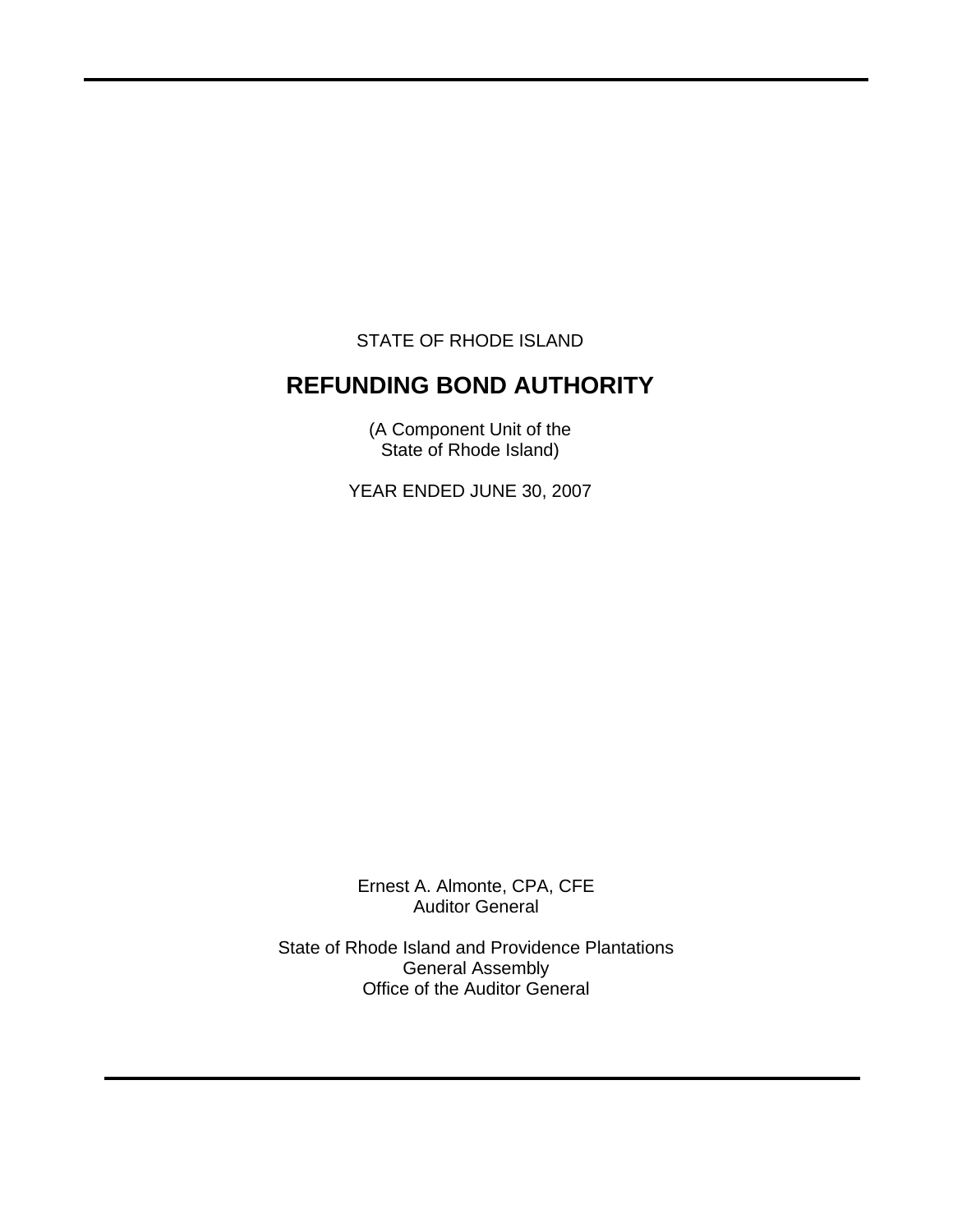STATE OF RHODE ISLAND

# REFUNDING BOND AUTHORITY

(A Component Unit of the
State of Rhode Island)

YEAR ENDED JUNE 30, 2007

Ernest A. Almonte, CPA, CFE
Auditor General

State of Rhode Island and Providence Plantations
General Assembly
Office of the Auditor General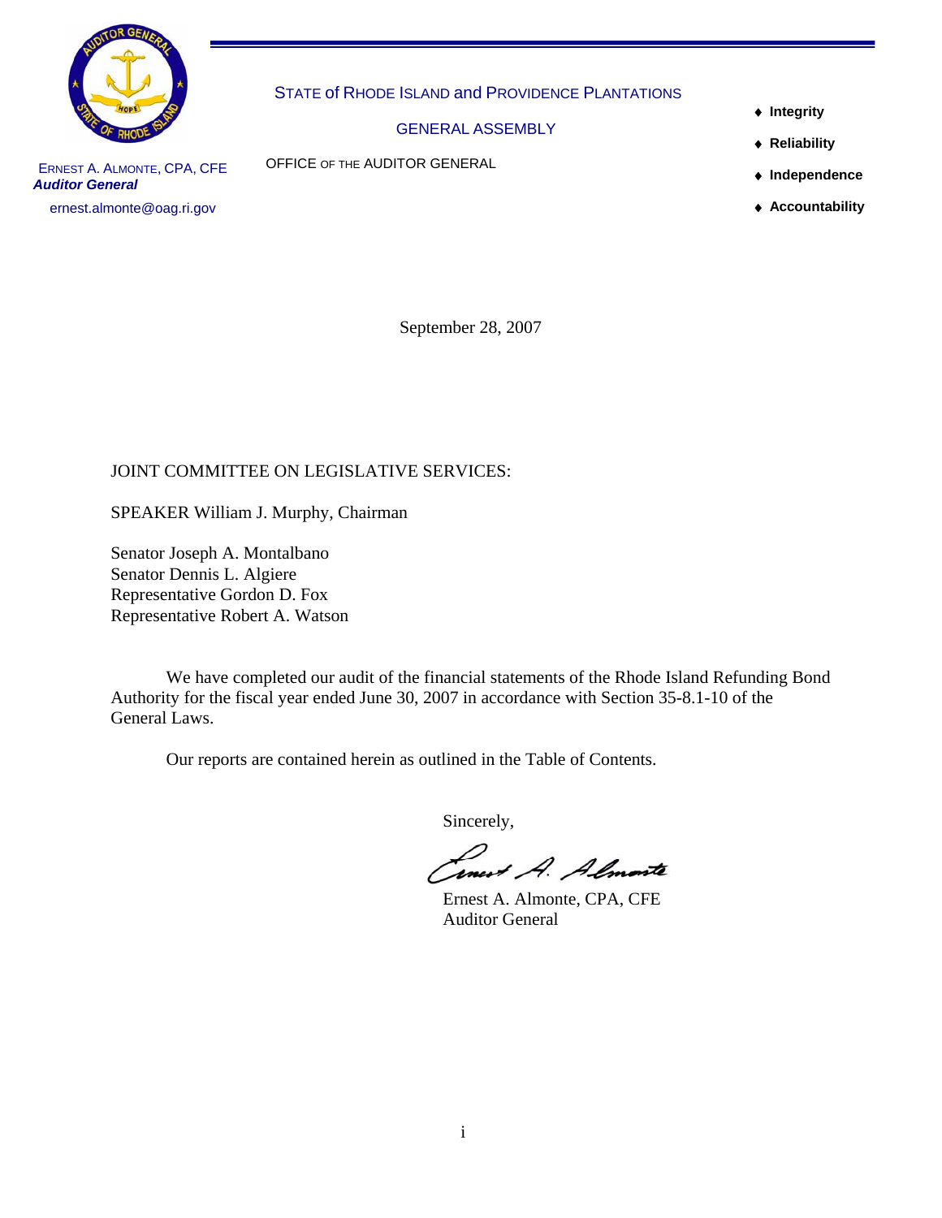STATE of RHODE ISLAND and PROVIDENCE PLANTATIONS

GENERAL ASSEMBLY

OFFICE OF THE AUDITOR GENERAL

ERNEST A. ALMONTE, CPA, CFE
***Auditor General***
ernest.almonte@oag.ri.gov

- **Integrity**
- **Reliability**
- **Independence**
- **Accountability**

September 28, 2007

JOINT COMMITTEE ON LEGISLATIVE SERVICES:

SPEAKER William J. Murphy, Chairman

Senator Joseph A. Montalbano
Senator Dennis L. Algiere
Representative Gordon D. Fox
Representative Robert A. Watson

We have completed our audit of the financial statements of the Rhode Island Refunding Bond Authority for the fiscal year ended June 30, 2007 in accordance with Section 35-8.1-10 of the General Laws.

Our reports are contained herein as outlined in the Table of Contents.

Sincerely,

Ernest A. Almonte

Ernest A. Almonte, CPA, CFE
Auditor General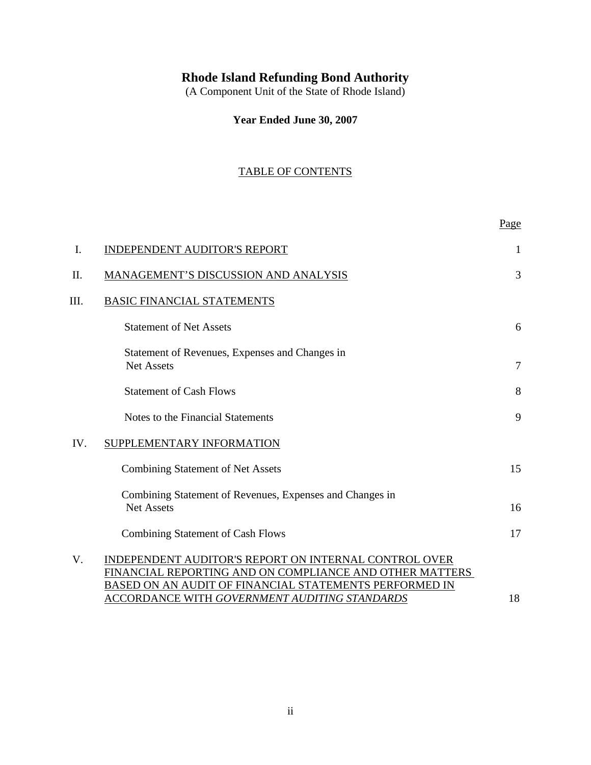# Rhode Island Refunding Bond Authority

(A Component Unit of the State of Rhode Island)

**Year Ended June 30, 2007**

TABLE OF CONTENTS

| | | Page |
|---|---|---|
| I. | INDEPENDENT AUDITOR'S REPORT | 1 |
| II. | MANAGEMENT'S DISCUSSION AND ANALYSIS | 3 |
| III. | BASIC FINANCIAL STATEMENTS | |
| | Statement of Net Assets | 6 |
| | Statement of Revenues, Expenses and Changes in Net Assets | 7 |
| | Statement of Cash Flows | 8 |
| | Notes to the Financial Statements | 9 |
| IV. | SUPPLEMENTARY INFORMATION | |
| | Combining Statement of Net Assets | 15 |
| | Combining Statement of Revenues, Expenses and Changes in Net Assets | 16 |
| | Combining Statement of Cash Flows | 17 |
| V. | INDEPENDENT AUDITOR'S REPORT ON INTERNAL CONTROL OVER FINANCIAL REPORTING AND ON COMPLIANCE AND OTHER MATTERS BASED ON AN AUDIT OF FINANCIAL STATEMENTS PERFORMED IN ACCORDANCE WITH *GOVERNMENT AUDITING STANDARDS* | 18 |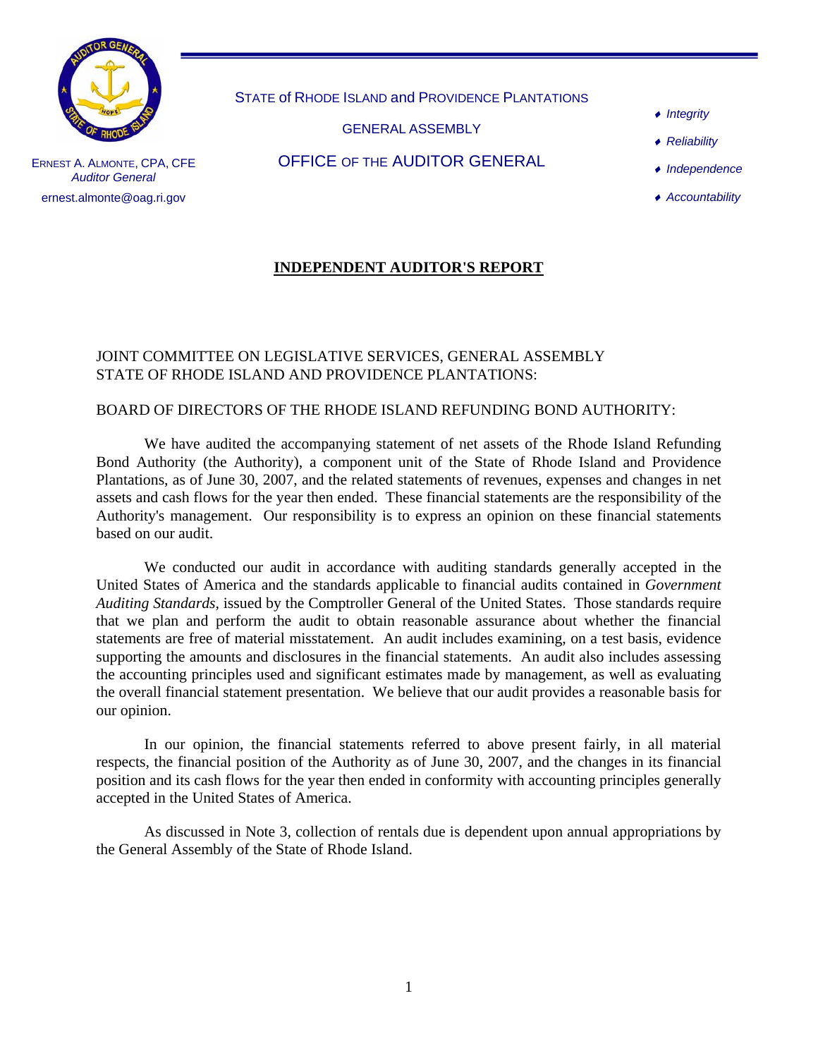STATE of RHODE ISLAND and PROVIDENCE PLANTATIONS

GENERAL ASSEMBLY

OFFICE OF THE AUDITOR GENERAL

ERNEST A. ALMONTE, CPA, CFE
*Auditor General*
ernest.almonte@oag.ri.gov

- *Integrity*
- *Reliability*
- *Independence*
- *Accountability*

## INDEPENDENT AUDITOR'S REPORT

JOINT COMMITTEE ON LEGISLATIVE SERVICES, GENERAL ASSEMBLY
STATE OF RHODE ISLAND AND PROVIDENCE PLANTATIONS:

BOARD OF DIRECTORS OF THE RHODE ISLAND REFUNDING BOND AUTHORITY:

We have audited the accompanying statement of net assets of the Rhode Island Refunding Bond Authority (the Authority), a component unit of the State of Rhode Island and Providence Plantations, as of June 30, 2007, and the related statements of revenues, expenses and changes in net assets and cash flows for the year then ended. These financial statements are the responsibility of the Authority's management. Our responsibility is to express an opinion on these financial statements based on our audit.

We conducted our audit in accordance with auditing standards generally accepted in the United States of America and the standards applicable to financial audits contained in *Government Auditing Standards*, issued by the Comptroller General of the United States. Those standards require that we plan and perform the audit to obtain reasonable assurance about whether the financial statements are free of material misstatement. An audit includes examining, on a test basis, evidence supporting the amounts and disclosures in the financial statements. An audit also includes assessing the accounting principles used and significant estimates made by management, as well as evaluating the overall financial statement presentation. We believe that our audit provides a reasonable basis for our opinion.

In our opinion, the financial statements referred to above present fairly, in all material respects, the financial position of the Authority as of June 30, 2007, and the changes in its financial position and its cash flows for the year then ended in conformity with accounting principles generally accepted in the United States of America.

As discussed in Note 3, collection of rentals due is dependent upon annual appropriations by the General Assembly of the State of Rhode Island.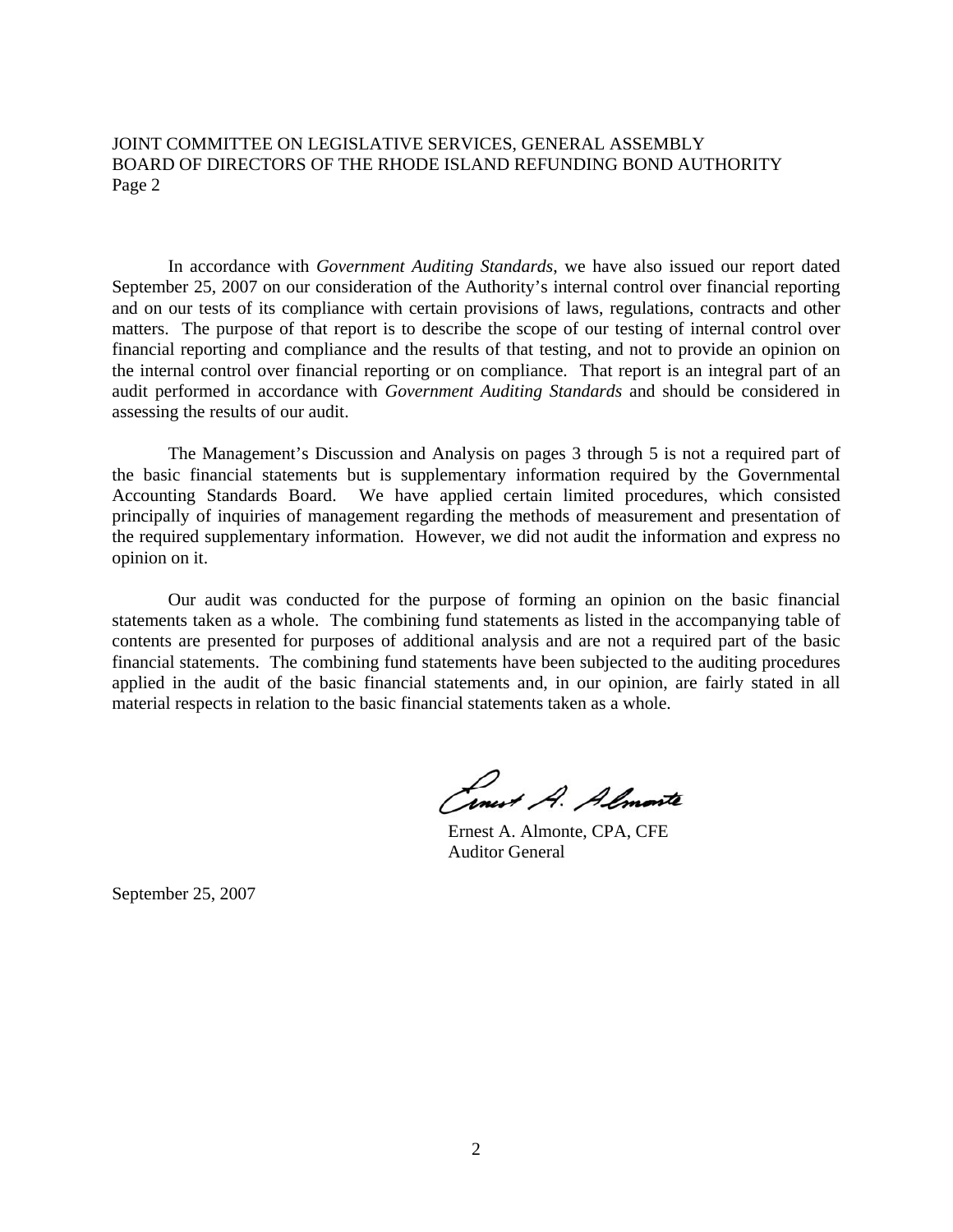In accordance with *Government Auditing Standards*, we have also issued our report dated September 25, 2007 on our consideration of the Authority's internal control over financial reporting and on our tests of its compliance with certain provisions of laws, regulations, contracts and other matters. The purpose of that report is to describe the scope of our testing of internal control over financial reporting and compliance and the results of that testing, and not to provide an opinion on the internal control over financial reporting or on compliance. That report is an integral part of an audit performed in accordance with *Government Auditing Standards* and should be considered in assessing the results of our audit.

The Management's Discussion and Analysis on pages 3 through 5 is not a required part of the basic financial statements but is supplementary information required by the Governmental Accounting Standards Board. We have applied certain limited procedures, which consisted principally of inquiries of management regarding the methods of measurement and presentation of the required supplementary information. However, we did not audit the information and express no opinion on it.

Our audit was conducted for the purpose of forming an opinion on the basic financial statements taken as a whole. The combining fund statements as listed in the accompanying table of contents are presented for purposes of additional analysis and are not a required part of the basic financial statements. The combining fund statements have been subjected to the auditing procedures applied in the audit of the basic financial statements and, in our opinion, are fairly stated in all material respects in relation to the basic financial statements taken as a whole.

Ernest A. Almonte, CPA, CFE
Auditor General

September 25, 2007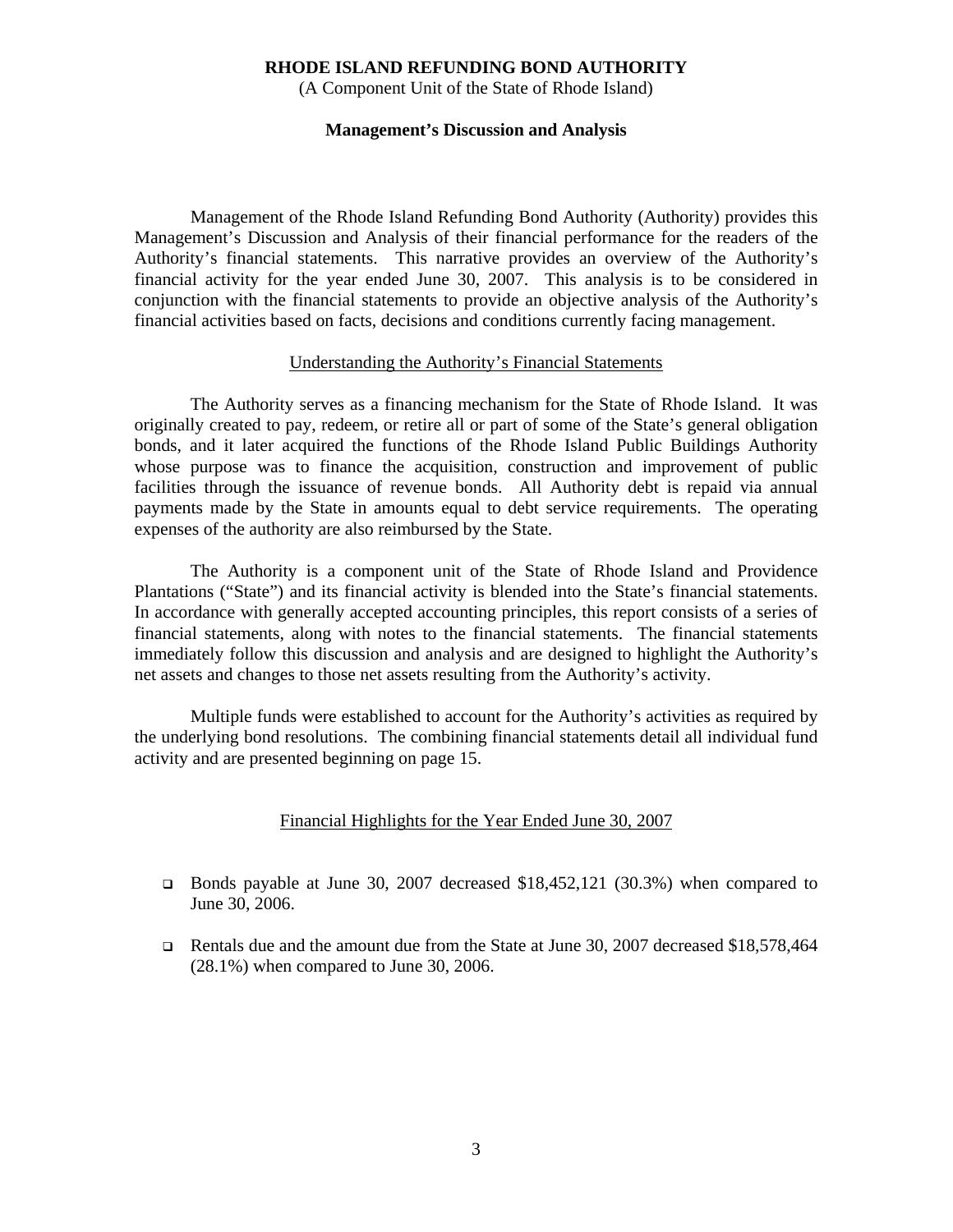# RHODE ISLAND REFUNDING BOND AUTHORITY

(A Component Unit of the State of Rhode Island)

## Management's Discussion and Analysis

Management of the Rhode Island Refunding Bond Authority (Authority) provides this Management's Discussion and Analysis of their financial performance for the readers of the Authority's financial statements. This narrative provides an overview of the Authority's financial activity for the year ended June 30, 2007. This analysis is to be considered in conjunction with the financial statements to provide an objective analysis of the Authority's financial activities based on facts, decisions and conditions currently facing management.

### Understanding the Authority's Financial Statements

The Authority serves as a financing mechanism for the State of Rhode Island. It was originally created to pay, redeem, or retire all or part of some of the State's general obligation bonds, and it later acquired the functions of the Rhode Island Public Buildings Authority whose purpose was to finance the acquisition, construction and improvement of public facilities through the issuance of revenue bonds. All Authority debt is repaid via annual payments made by the State in amounts equal to debt service requirements. The operating expenses of the authority are also reimbursed by the State.

The Authority is a component unit of the State of Rhode Island and Providence Plantations ("State") and its financial activity is blended into the State's financial statements. In accordance with generally accepted accounting principles, this report consists of a series of financial statements, along with notes to the financial statements. The financial statements immediately follow this discussion and analysis and are designed to highlight the Authority's net assets and changes to those net assets resulting from the Authority's activity.

Multiple funds were established to account for the Authority's activities as required by the underlying bond resolutions. The combining financial statements detail all individual fund activity and are presented beginning on page 15.

### Financial Highlights for the Year Ended June 30, 2007

- Bonds payable at June 30, 2007 decreased $18,452,121 (30.3%) when compared to June 30, 2006.
- Rentals due and the amount due from the State at June 30, 2007 decreased $18,578,464 (28.1%) when compared to June 30, 2006.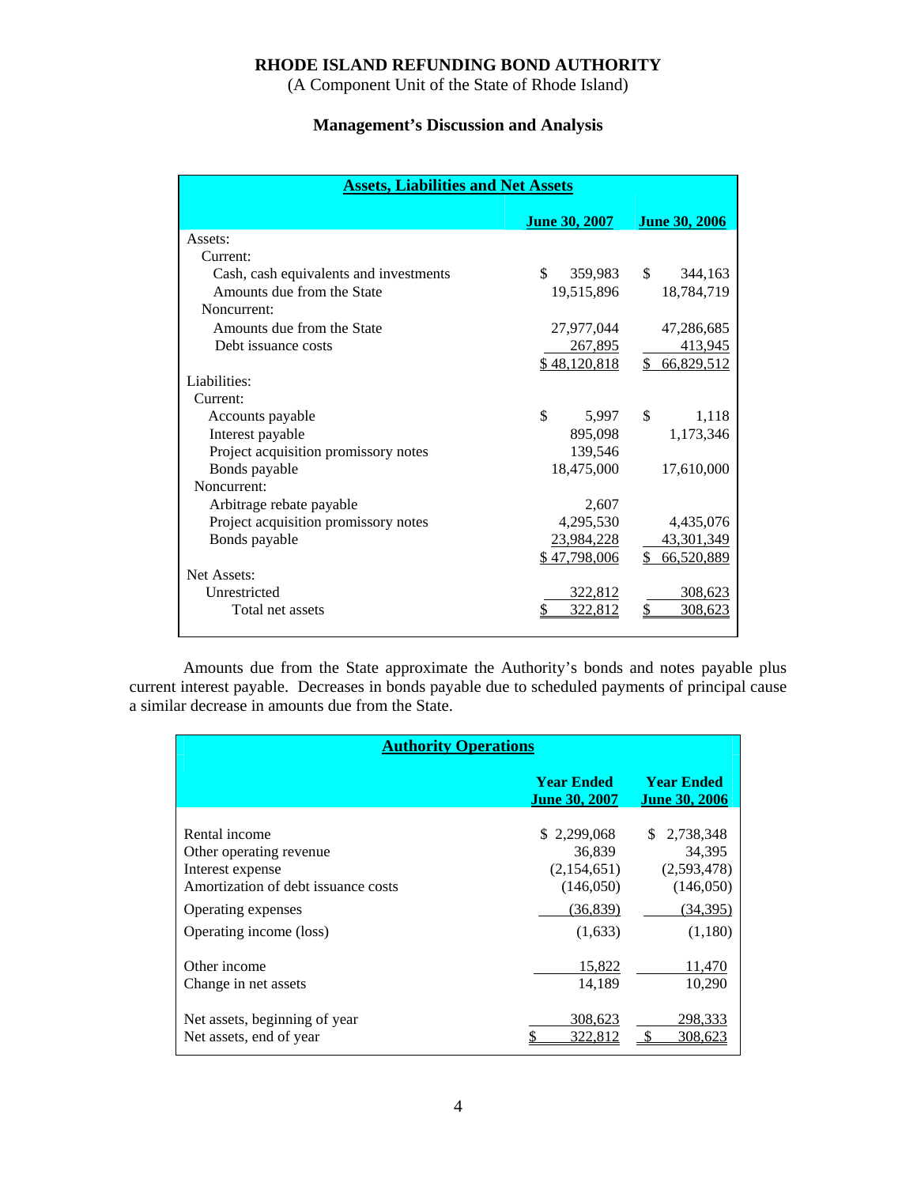# RHODE ISLAND REFUNDING BOND AUTHORITY

(A Component Unit of the State of Rhode Island)

## Management's Discussion and Analysis

| Assets, Liabilities and Net Assets | June 30, 2007 | June 30, 2006 |
|---|---|---|
| Assets: | | |
| Current: | | |
| Cash, cash equivalents and investments | $ 359,983 | $ 344,163 |
| Amounts due from the State | 19,515,896 | 18,784,719 |
| Noncurrent: | | |
| Amounts due from the State | 27,977,044 | 47,286,685 |
| Debt issuance costs | 267,895 | 413,945 |
| | $ 48,120,818 | $ 66,829,512 |
| Liabilities: | | |
| Current: | | |
| Accounts payable | $ 5,997 | $ 1,118 |
| Interest payable | 895,098 | 1,173,346 |
| Project acquisition promissory notes | 139,546 | |
| Bonds payable | 18,475,000 | 17,610,000 |
| Noncurrent: | | |
| Arbitrage rebate payable | 2,607 | |
| Project acquisition promissory notes | 4,295,530 | 4,435,076 |
| Bonds payable | 23,984,228 | 43,301,349 |
| | $ 47,798,006 | $ 66,520,889 |
| Net Assets: | | |
| Unrestricted | 322,812 | 308,623 |
| Total net assets | $ 322,812 | $ 308,623 |

Amounts due from the State approximate the Authority's bonds and notes payable plus current interest payable. Decreases in bonds payable due to scheduled payments of principal cause a similar decrease in amounts due from the State.

| Authority Operations | Year Ended June 30, 2007 | Year Ended June 30, 2006 |
|---|---|---|
| Rental income | $ 2,299,068 | $ 2,738,348 |
| Other operating revenue | 36,839 | 34,395 |
| Interest expense | (2,154,651) | (2,593,478) |
| Amortization of debt issuance costs | (146,050) | (146,050) |
| Operating expenses | (36,839) | (34,395) |
| Operating income (loss) | (1,633) | (1,180) |
| Other income | 15,822 | 11,470 |
| Change in net assets | 14,189 | 10,290 |
| Net assets, beginning of year | 308,623 | 298,333 |
| Net assets, end of year | $ 322,812 | $ 308,623 |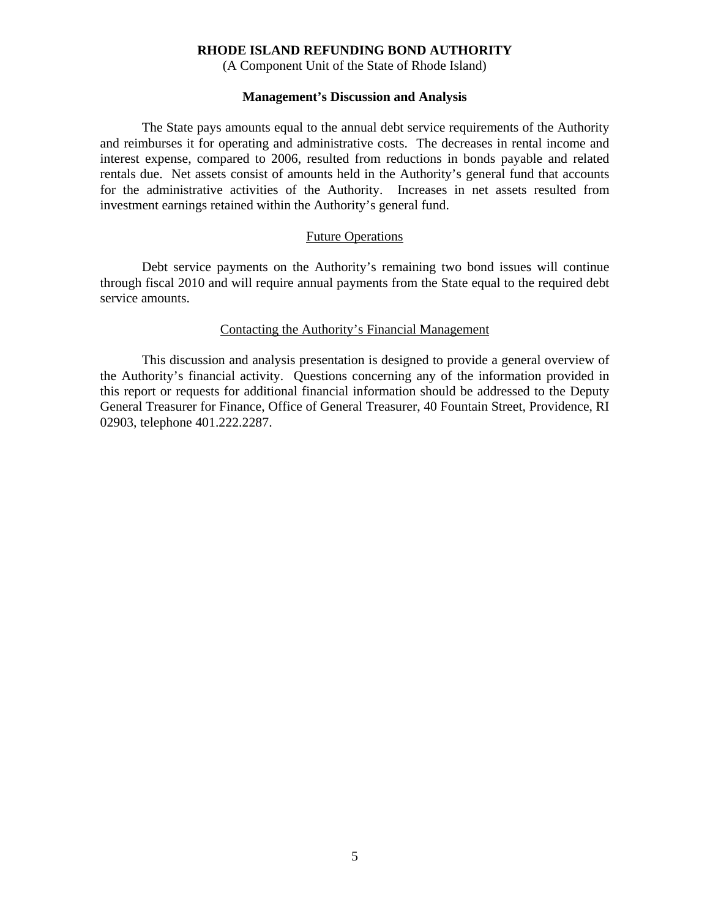The State pays amounts equal to the annual debt service requirements of the Authority and reimburses it for operating and administrative costs. The decreases in rental income and interest expense, compared to 2006, resulted from reductions in bonds payable and related rentals due. Net assets consist of amounts held in the Authority's general fund that accounts for the administrative activities of the Authority. Increases in net assets resulted from investment earnings retained within the Authority's general fund.

## Future Operations

Debt service payments on the Authority's remaining two bond issues will continue through fiscal 2010 and will require annual payments from the State equal to the required debt service amounts.

## Contacting the Authority's Financial Management

This discussion and analysis presentation is designed to provide a general overview of the Authority's financial activity. Questions concerning any of the information provided in this report or requests for additional financial information should be addressed to the Deputy General Treasurer for Finance, Office of General Treasurer, 40 Fountain Street, Providence, RI 02903, telephone 401.222.2287.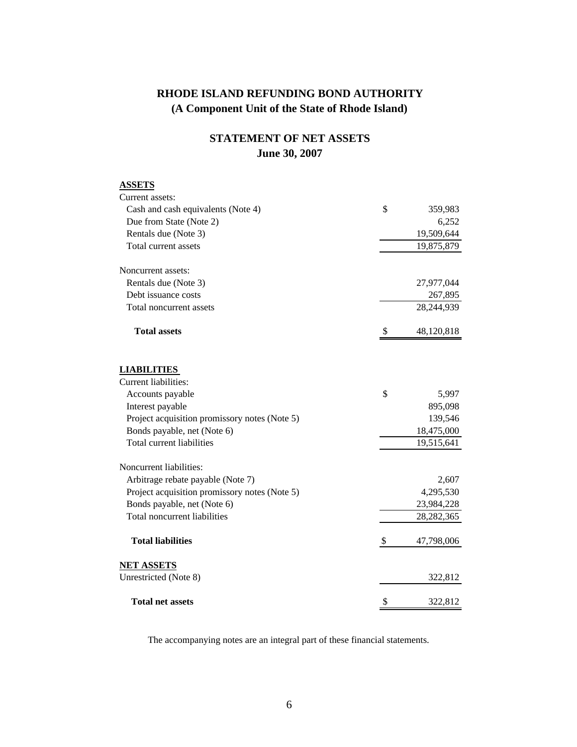# RHODE ISLAND REFUNDING BOND AUTHORITY
## (A Component Unit of the State of Rhode Island)

## STATEMENT OF NET ASSETS
## June 30, 2007

| | | |
|---|---|---|
| **ASSETS** | | |
| Current assets: | | |
| Cash and cash equivalents (Note 4) | $ | 359,983 |
| Due from State (Note 2) | | 6,252 |
| Rentals due (Note 3) | | 19,509,644 |
| Total current assets | | 19,875,879 |
| | | |
| Noncurrent assets: | | |
| Rentals due (Note 3) | | 27,977,044 |
| Debt issuance costs | | 267,895 |
| Total noncurrent assets | | 28,244,939 |
| | | |
| **Total assets** | $ | 48,120,818 |
| | | |
| **LIABILITIES** | | |
| Current liabilities: | | |
| Accounts payable | $ | 5,997 |
| Interest payable | | 895,098 |
| Project acquisition promissory notes (Note 5) | | 139,546 |
| Bonds payable, net (Note 6) | | 18,475,000 |
| Total current liabilities | | 19,515,641 |
| | | |
| Noncurrent liabilities: | | |
| Arbitrage rebate payable (Note 7) | | 2,607 |
| Project acquisition promissory notes (Note 5) | | 4,295,530 |
| Bonds payable, net (Note 6) | | 23,984,228 |
| Total noncurrent liabilities | | 28,282,365 |
| | | |
| **Total liabilities** | $ | 47,798,006 |
| | | |
| **NET ASSETS** | | |
| Unrestricted (Note 8) | | 322,812 |
| | | |
| **Total net assets** | $ | 322,812 |

The accompanying notes are an integral part of these financial statements.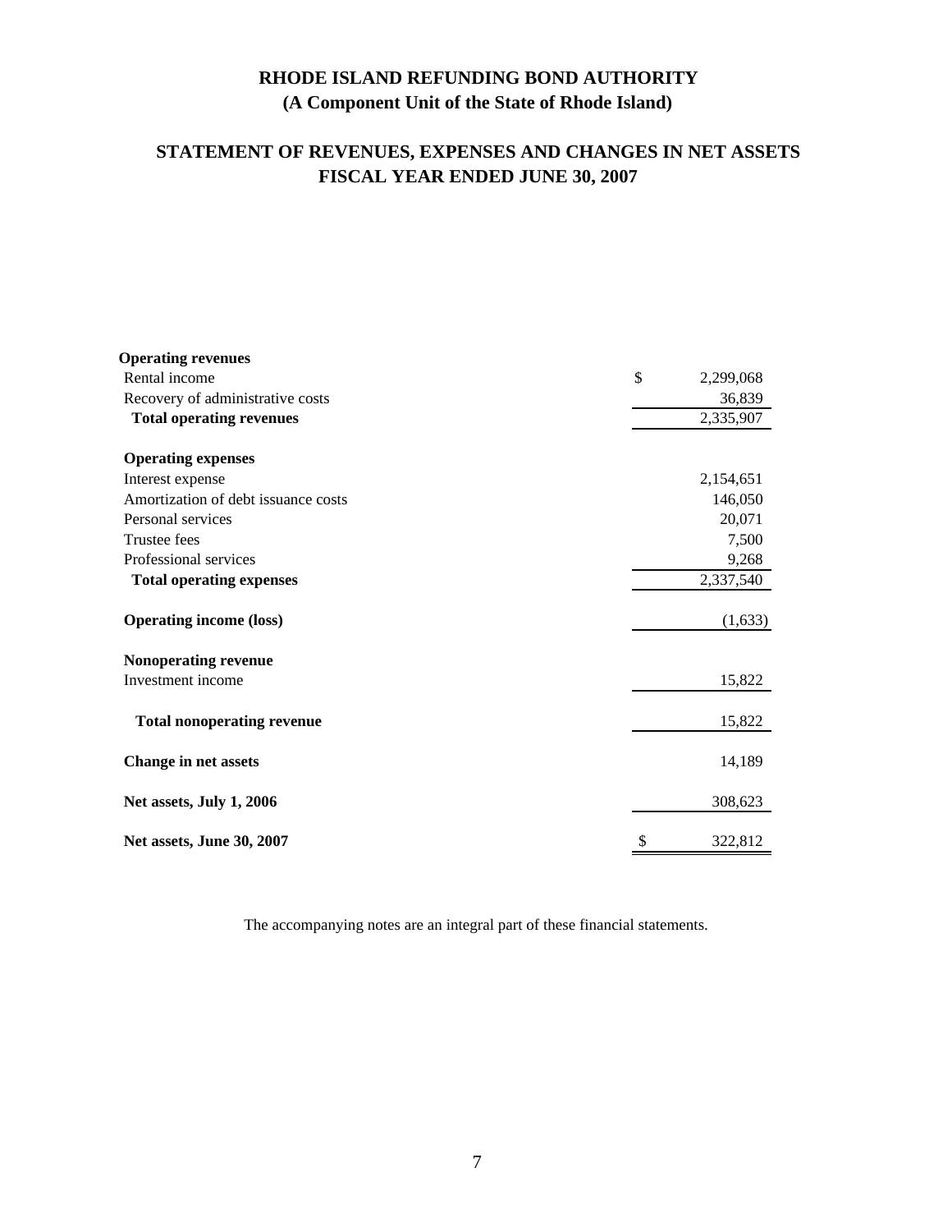# RHODE ISLAND REFUNDING BOND AUTHORITY
## (A Component Unit of the State of Rhode Island)

## STATEMENT OF REVENUES, EXPENSES AND CHANGES IN NET ASSETS
## FISCAL YEAR ENDED JUNE 30, 2007

| | |
|---|---|
| **Operating revenues** | |
| Rental income | $ 2,299,068 |
| Recovery of administrative costs | 36,839 |
| **Total operating revenues** | 2,335,907 |
| **Operating expenses** | |
| Interest expense | 2,154,651 |
| Amortization of debt issuance costs | 146,050 |
| Personal services | 20,071 |
| Trustee fees | 7,500 |
| Professional services | 9,268 |
| **Total operating expenses** | 2,337,540 |
| **Operating income (loss)** | (1,633) |
| **Nonoperating revenue** | |
| Investment income | 15,822 |
| **Total nonoperating revenue** | 15,822 |
| **Change in net assets** | 14,189 |
| **Net assets, July 1, 2006** | 308,623 |
| **Net assets, June 30, 2007** | $ 322,812 |

The accompanying notes are an integral part of these financial statements.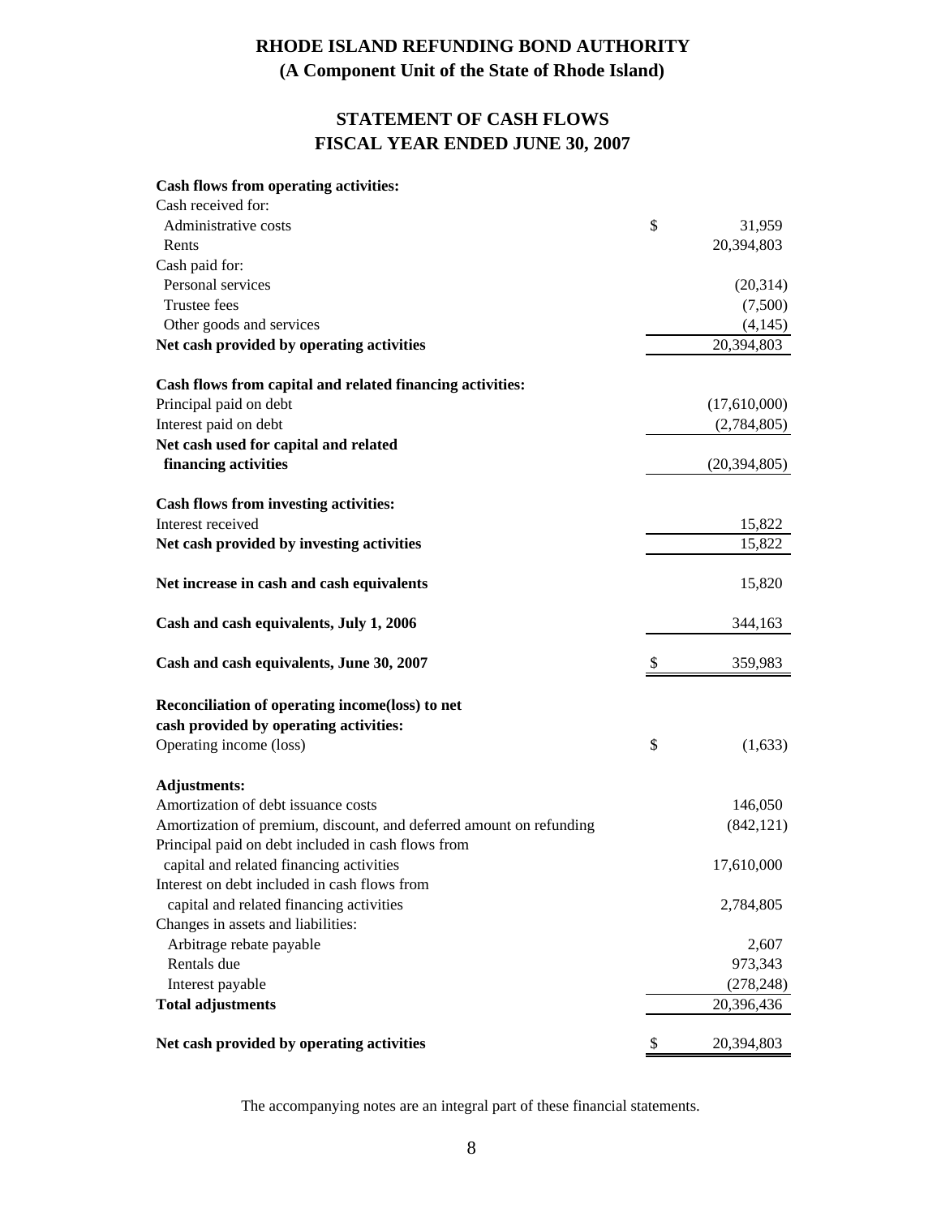# RHODE ISLAND REFUNDING BOND AUTHORITY
## (A Component Unit of the State of Rhode Island)

## STATEMENT OF CASH FLOWS
## FISCAL YEAR ENDED JUNE 30, 2007

| | |
|---|---|
| **Cash flows from operating activities:** | |
| Cash received for: | |
| Administrative costs | $ 31,959 |
| Rents | 20,394,803 |
| Cash paid for: | |
| Personal services | (20,314) |
| Trustee fees | (7,500) |
| Other goods and services | (4,145) |
| **Net cash provided by operating activities** | 20,394,803 |
| | |
| **Cash flows from capital and related financing activities:** | |
| Principal paid on debt | (17,610,000) |
| Interest paid on debt | (2,784,805) |
| **Net cash used for capital and related financing activities** | (20,394,805) |
| | |
| **Cash flows from investing activities:** | |
| Interest received | 15,822 |
| **Net cash provided by investing activities** | 15,822 |
| | |
| **Net increase in cash and cash equivalents** | 15,820 |
| | |
| **Cash and cash equivalents, July 1, 2006** | 344,163 |
| | |
| **Cash and cash equivalents, June 30, 2007** | $ 359,983 |
| | |
| **Reconciliation of operating income(loss) to net cash provided by operating activities:** | |
| Operating income (loss) | $ (1,633) |
| | |
| **Adjustments:** | |
| Amortization of debt issuance costs | 146,050 |
| Amortization of premium, discount, and deferred amount on refunding | (842,121) |
| Principal paid on debt included in cash flows from capital and related financing activities | 17,610,000 |
| Interest on debt included in cash flows from capital and related financing activities | 2,784,805 |
| Changes in assets and liabilities: | |
| Arbitrage rebate payable | 2,607 |
| Rentals due | 973,343 |
| Interest payable | (278,248) |
| **Total adjustments** | 20,396,436 |
| | |
| **Net cash provided by operating activities** | $ 20,394,803 |

The accompanying notes are an integral part of these financial statements.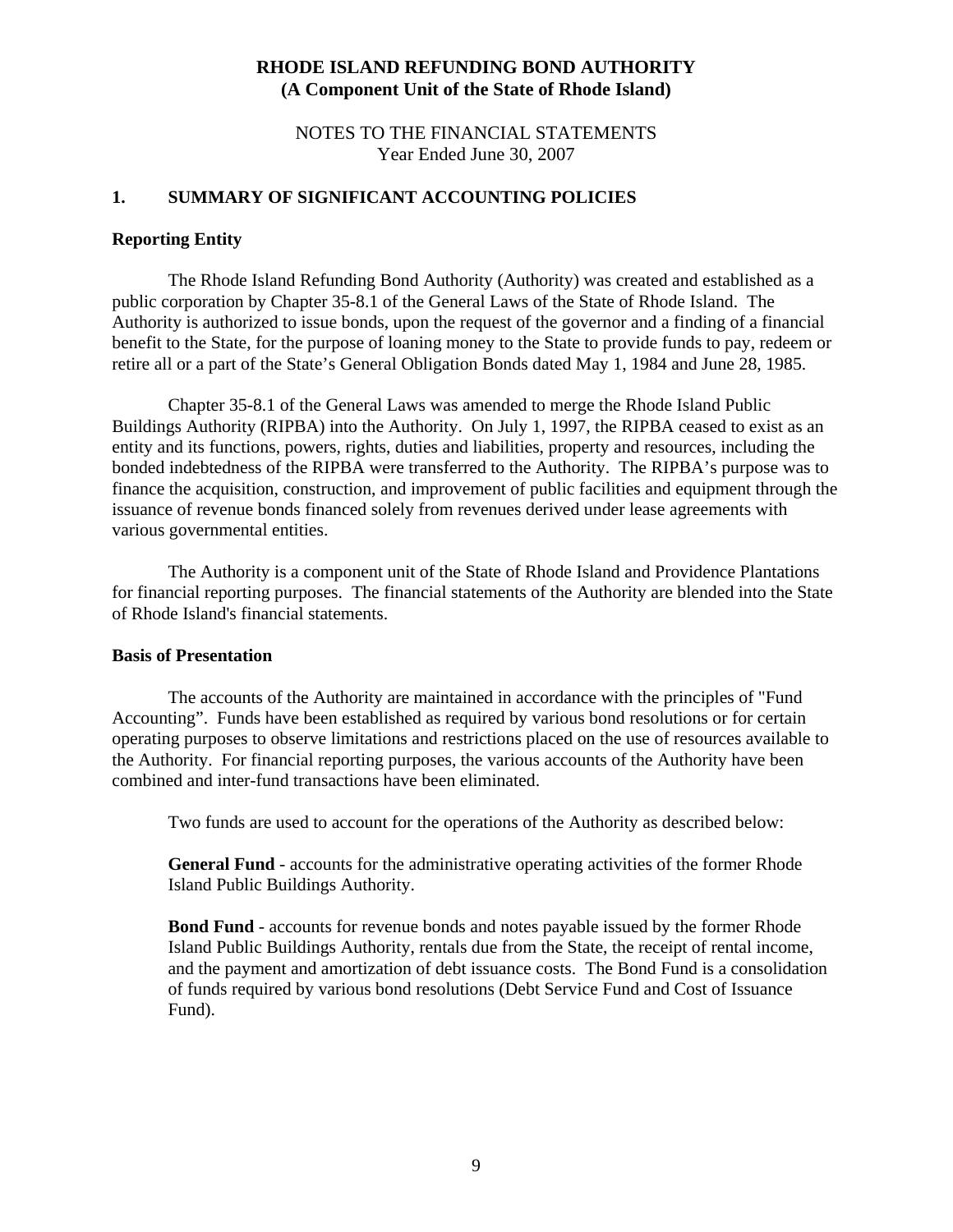# RHODE ISLAND REFUNDING BOND AUTHORITY
## (A Component Unit of the State of Rhode Island)

NOTES TO THE FINANCIAL STATEMENTS
Year Ended June 30, 2007

## 1. SUMMARY OF SIGNIFICANT ACCOUNTING POLICIES

### Reporting Entity

The Rhode Island Refunding Bond Authority (Authority) was created and established as a public corporation by Chapter 35-8.1 of the General Laws of the State of Rhode Island. The Authority is authorized to issue bonds, upon the request of the governor and a finding of a financial benefit to the State, for the purpose of loaning money to the State to provide funds to pay, redeem or retire all or a part of the State's General Obligation Bonds dated May 1, 1984 and June 28, 1985.

Chapter 35-8.1 of the General Laws was amended to merge the Rhode Island Public Buildings Authority (RIPBA) into the Authority. On July 1, 1997, the RIPBA ceased to exist as an entity and its functions, powers, rights, duties and liabilities, property and resources, including the bonded indebtedness of the RIPBA were transferred to the Authority. The RIPBA's purpose was to finance the acquisition, construction, and improvement of public facilities and equipment through the issuance of revenue bonds financed solely from revenues derived under lease agreements with various governmental entities.

The Authority is a component unit of the State of Rhode Island and Providence Plantations for financial reporting purposes. The financial statements of the Authority are blended into the State of Rhode Island's financial statements.

### Basis of Presentation

The accounts of the Authority are maintained in accordance with the principles of "Fund Accounting". Funds have been established as required by various bond resolutions or for certain operating purposes to observe limitations and restrictions placed on the use of resources available to the Authority. For financial reporting purposes, the various accounts of the Authority have been combined and inter-fund transactions have been eliminated.

Two funds are used to account for the operations of the Authority as described below:

**General Fund** - accounts for the administrative operating activities of the former Rhode Island Public Buildings Authority.

**Bond Fund** - accounts for revenue bonds and notes payable issued by the former Rhode Island Public Buildings Authority, rentals due from the State, the receipt of rental income, and the payment and amortization of debt issuance costs. The Bond Fund is a consolidation of funds required by various bond resolutions (Debt Service Fund and Cost of Issuance Fund).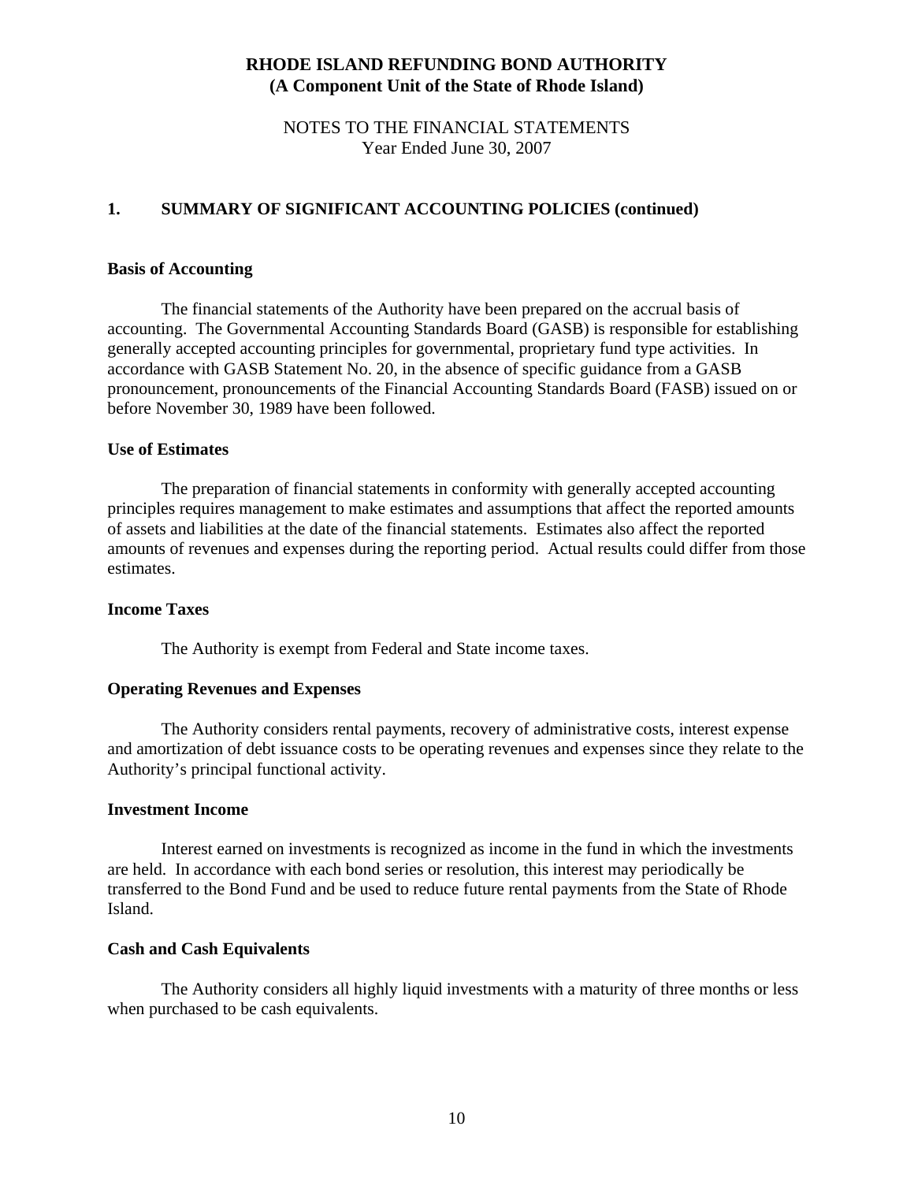**RHODE ISLAND REFUNDING BOND AUTHORITY**
**(A Component Unit of the State of Rhode Island)**

NOTES TO THE FINANCIAL STATEMENTS
Year Ended June 30, 2007

## 1. SUMMARY OF SIGNIFICANT ACCOUNTING POLICIES (continued)

### Basis of Accounting

The financial statements of the Authority have been prepared on the accrual basis of accounting. The Governmental Accounting Standards Board (GASB) is responsible for establishing generally accepted accounting principles for governmental, proprietary fund type activities. In accordance with GASB Statement No. 20, in the absence of specific guidance from a GASB pronouncement, pronouncements of the Financial Accounting Standards Board (FASB) issued on or before November 30, 1989 have been followed.

### Use of Estimates

The preparation of financial statements in conformity with generally accepted accounting principles requires management to make estimates and assumptions that affect the reported amounts of assets and liabilities at the date of the financial statements. Estimates also affect the reported amounts of revenues and expenses during the reporting period. Actual results could differ from those estimates.

### Income Taxes

The Authority is exempt from Federal and State income taxes.

### Operating Revenues and Expenses

The Authority considers rental payments, recovery of administrative costs, interest expense and amortization of debt issuance costs to be operating revenues and expenses since they relate to the Authority's principal functional activity.

### Investment Income

Interest earned on investments is recognized as income in the fund in which the investments are held. In accordance with each bond series or resolution, this interest may periodically be transferred to the Bond Fund and be used to reduce future rental payments from the State of Rhode Island.

### Cash and Cash Equivalents

The Authority considers all highly liquid investments with a maturity of three months or less when purchased to be cash equivalents.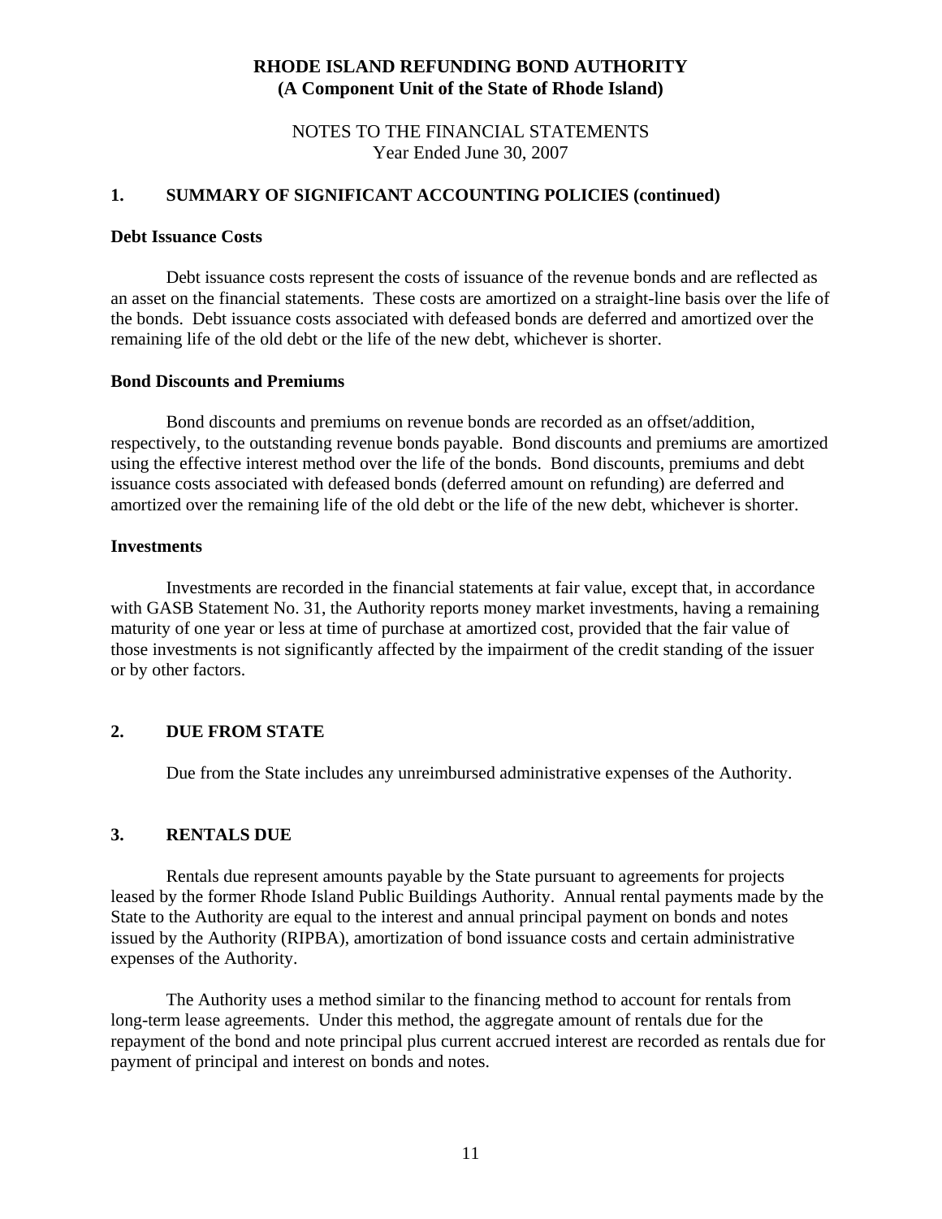# RHODE ISLAND REFUNDING BOND AUTHORITY
## (A Component Unit of the State of Rhode Island)

NOTES TO THE FINANCIAL STATEMENTS
Year Ended June 30, 2007

## 1. SUMMARY OF SIGNIFICANT ACCOUNTING POLICIES (continued)

### Debt Issuance Costs

Debt issuance costs represent the costs of issuance of the revenue bonds and are reflected as an asset on the financial statements. These costs are amortized on a straight-line basis over the life of the bonds. Debt issuance costs associated with defeased bonds are deferred and amortized over the remaining life of the old debt or the life of the new debt, whichever is shorter.

### Bond Discounts and Premiums

Bond discounts and premiums on revenue bonds are recorded as an offset/addition, respectively, to the outstanding revenue bonds payable. Bond discounts and premiums are amortized using the effective interest method over the life of the bonds. Bond discounts, premiums and debt issuance costs associated with defeased bonds (deferred amount on refunding) are deferred and amortized over the remaining life of the old debt or the life of the new debt, whichever is shorter.

### Investments

Investments are recorded in the financial statements at fair value, except that, in accordance with GASB Statement No. 31, the Authority reports money market investments, having a remaining maturity of one year or less at time of purchase at amortized cost, provided that the fair value of those investments is not significantly affected by the impairment of the credit standing of the issuer or by other factors.

## 2. DUE FROM STATE

Due from the State includes any unreimbursed administrative expenses of the Authority.

## 3. RENTALS DUE

Rentals due represent amounts payable by the State pursuant to agreements for projects leased by the former Rhode Island Public Buildings Authority. Annual rental payments made by the State to the Authority are equal to the interest and annual principal payment on bonds and notes issued by the Authority (RIPBA), amortization of bond issuance costs and certain administrative expenses of the Authority.

The Authority uses a method similar to the financing method to account for rentals from long-term lease agreements. Under this method, the aggregate amount of rentals due for the repayment of the bond and note principal plus current accrued interest are recorded as rentals due for payment of principal and interest on bonds and notes.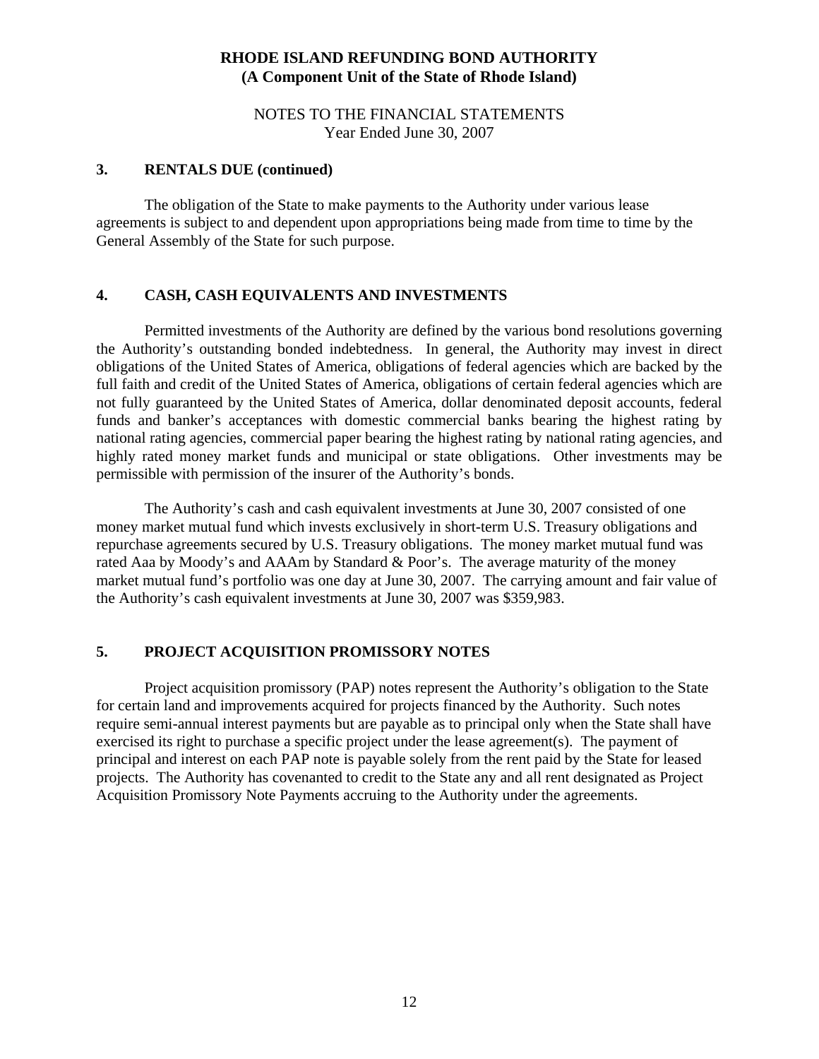# RHODE ISLAND REFUNDING BOND AUTHORITY
## (A Component Unit of the State of Rhode Island)

NOTES TO THE FINANCIAL STATEMENTS
Year Ended June 30, 2007

### 3. RENTALS DUE (continued)

The obligation of the State to make payments to the Authority under various lease agreements is subject to and dependent upon appropriations being made from time to time by the General Assembly of the State for such purpose.

### 4. CASH, CASH EQUIVALENTS AND INVESTMENTS

Permitted investments of the Authority are defined by the various bond resolutions governing the Authority's outstanding bonded indebtedness. In general, the Authority may invest in direct obligations of the United States of America, obligations of federal agencies which are backed by the full faith and credit of the United States of America, obligations of certain federal agencies which are not fully guaranteed by the United States of America, dollar denominated deposit accounts, federal funds and banker's acceptances with domestic commercial banks bearing the highest rating by national rating agencies, commercial paper bearing the highest rating by national rating agencies, and highly rated money market funds and municipal or state obligations. Other investments may be permissible with permission of the insurer of the Authority's bonds.

The Authority's cash and cash equivalent investments at June 30, 2007 consisted of one money market mutual fund which invests exclusively in short-term U.S. Treasury obligations and repurchase agreements secured by U.S. Treasury obligations. The money market mutual fund was rated Aaa by Moody's and AAAm by Standard & Poor's. The average maturity of the money market mutual fund's portfolio was one day at June 30, 2007. The carrying amount and fair value of the Authority's cash equivalent investments at June 30, 2007 was $359,983.

### 5. PROJECT ACQUISITION PROMISSORY NOTES

Project acquisition promissory (PAP) notes represent the Authority's obligation to the State for certain land and improvements acquired for projects financed by the Authority. Such notes require semi-annual interest payments but are payable as to principal only when the State shall have exercised its right to purchase a specific project under the lease agreement(s). The payment of principal and interest on each PAP note is payable solely from the rent paid by the State for leased projects. The Authority has covenanted to credit to the State any and all rent designated as Project Acquisition Promissory Note Payments accruing to the Authority under the agreements.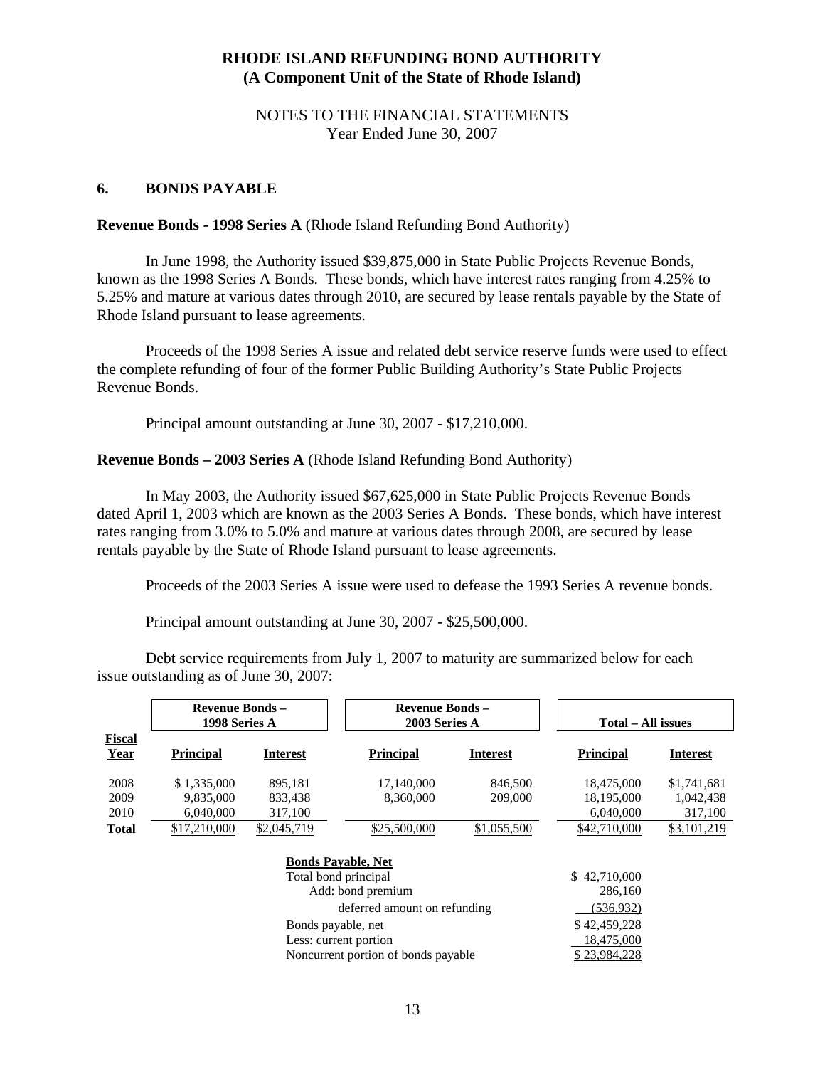# RHODE ISLAND REFUNDING BOND AUTHORITY
## (A Component Unit of the State of Rhode Island)

NOTES TO THE FINANCIAL STATEMENTS
Year Ended June 30, 2007

## 6. BONDS PAYABLE

**Revenue Bonds - 1998 Series A** (Rhode Island Refunding Bond Authority)

In June 1998, the Authority issued $39,875,000 in State Public Projects Revenue Bonds, known as the 1998 Series A Bonds. These bonds, which have interest rates ranging from 4.25% to 5.25% and mature at various dates through 2010, are secured by lease rentals payable by the State of Rhode Island pursuant to lease agreements.

Proceeds of the 1998 Series A issue and related debt service reserve funds were used to effect the complete refunding of four of the former Public Building Authority's State Public Projects Revenue Bonds.

Principal amount outstanding at June 30, 2007 - $17,210,000.

**Revenue Bonds – 2003 Series A** (Rhode Island Refunding Bond Authority)

In May 2003, the Authority issued $67,625,000 in State Public Projects Revenue Bonds dated April 1, 2003 which are known as the 2003 Series A Bonds. These bonds, which have interest rates ranging from 3.0% to 5.0% and mature at various dates through 2008, are secured by lease rentals payable by the State of Rhode Island pursuant to lease agreements.

Proceeds of the 2003 Series A issue were used to defease the 1993 Series A revenue bonds.

Principal amount outstanding at June 30, 2007 - $25,500,000.

Debt service requirements from July 1, 2007 to maturity are summarized below for each issue outstanding as of June 30, 2007:

| Fiscal Year | Revenue Bonds – 1998 Series A | | Revenue Bonds – 2003 Series A | | Total – All issues | |
|---|---|---|---|---|---|---|
| | **Principal** | **Interest** | **Principal** | **Interest** | **Principal** | **Interest** |
| 2008 | $ 1,335,000 | 895,181 | 17,140,000 | 846,500 | 18,475,000 | $1,741,681 |
| 2009 | 9,835,000 | 833,438 | 8,360,000 | 209,000 | 18,195,000 | 1,042,438 |
| 2010 | 6,040,000 | 317,100 | | | 6,040,000 | 317,100 |
| **Total** | $17,210,000 | $2,045,719 | $25,500,000 | $1,055,500 | $42,710,000 | $3,101,219 |

**Bonds Payable, Net**

| | |
|---|---|
| Total bond principal | $ 42,710,000 |
| Add: bond premium | 286,160 |
| deferred amount on refunding | (536,932) |
| Bonds payable, net | $ 42,459,228 |
| Less: current portion | 18,475,000 |
| Noncurrent portion of bonds payable | $ 23,984,228 |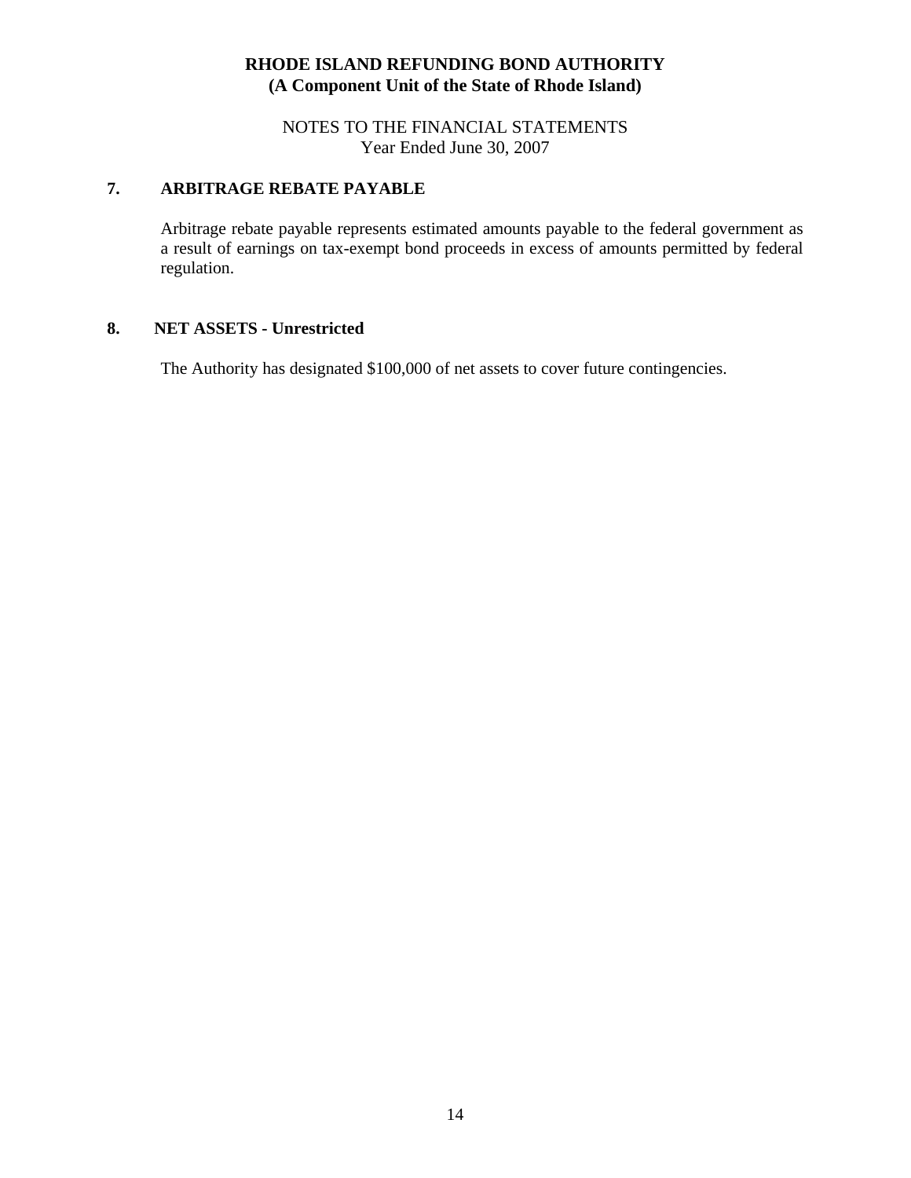**RHODE ISLAND REFUNDING BOND AUTHORITY**
**(A Component Unit of the State of Rhode Island)**

NOTES TO THE FINANCIAL STATEMENTS
Year Ended June 30, 2007

## 7. ARBITRAGE REBATE PAYABLE

Arbitrage rebate payable represents estimated amounts payable to the federal government as a result of earnings on tax-exempt bond proceeds in excess of amounts permitted by federal regulation.

## 8. NET ASSETS - Unrestricted

The Authority has designated $100,000 of net assets to cover future contingencies.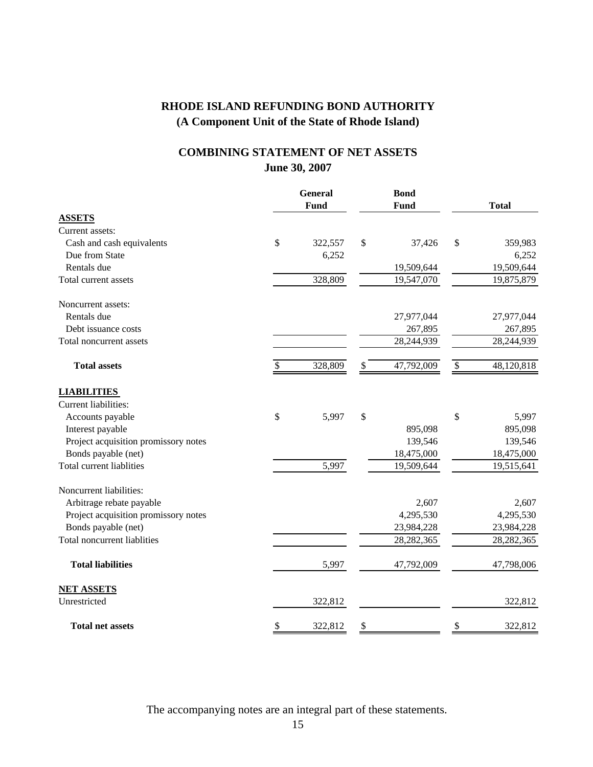# RHODE ISLAND REFUNDING BOND AUTHORITY
## (A Component Unit of the State of Rhode Island)

## COMBINING STATEMENT OF NET ASSETS
### June 30, 2007

| | General Fund | Bond Fund | Total |
|---|---|---|---|
| **ASSETS** | | | |
| Current assets: | | | |
| Cash and cash equivalents | $ 322,557 | $ 37,426 | $ 359,983 |
| Due from State | 6,252 | | 6,252 |
| Rentals due | | 19,509,644 | 19,509,644 |
| Total current assets | 328,809 | 19,547,070 | 19,875,879 |
| Noncurrent assets: | | | |
| Rentals due | | 27,977,044 | 27,977,044 |
| Debt issuance costs | | 267,895 | 267,895 |
| Total noncurrent assets | | 28,244,939 | 28,244,939 |
| **Total assets** | $ 328,809 | $ 47,792,009 | $ 48,120,818 |
| **LIABILITIES** | | | |
| Current liabilities: | | | |
| Accounts payable | $ 5,997 | $ | $ 5,997 |
| Interest payable | | 895,098 | 895,098 |
| Project acquisition promissory notes | | 139,546 | 139,546 |
| Bonds payable (net) | | 18,475,000 | 18,475,000 |
| Total current liablities | 5,997 | 19,509,644 | 19,515,641 |
| Noncurrent liabilities: | | | |
| Arbitrage rebate payable | | 2,607 | 2,607 |
| Project acquisition promissory notes | | 4,295,530 | 4,295,530 |
| Bonds payable (net) | | 23,984,228 | 23,984,228 |
| Total noncurrent liablities | | 28,282,365 | 28,282,365 |
| **Total liabilities** | 5,997 | 47,792,009 | 47,798,006 |
| **NET ASSETS** | | | |
| Unrestricted | 322,812 | | 322,812 |
| **Total net assets** | $ 322,812 | $ | $ 322,812 |

The accompanying notes are an integral part of these statements.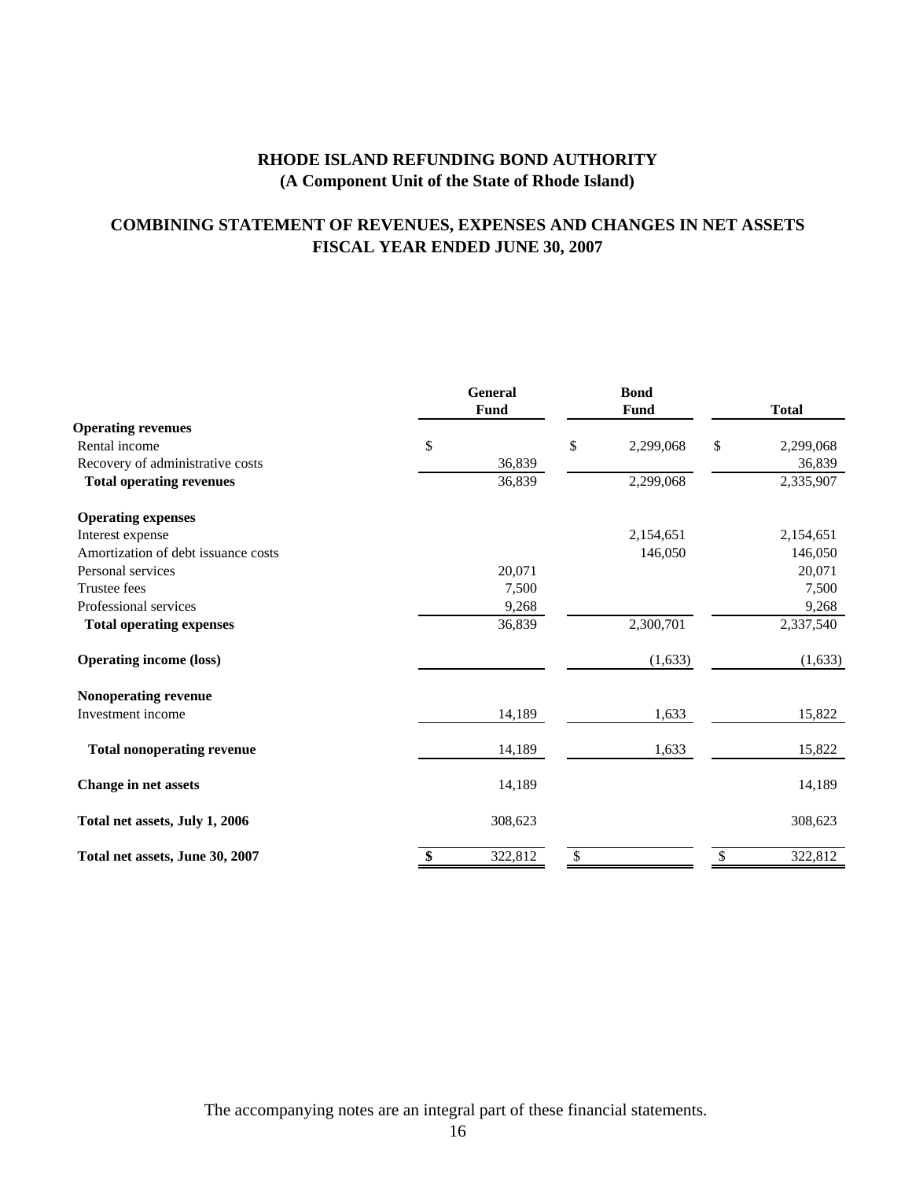# RHODE ISLAND REFUNDING BOND AUTHORITY
## (A Component Unit of the State of Rhode Island)

## COMBINING STATEMENT OF REVENUES, EXPENSES AND CHANGES IN NET ASSETS
## FISCAL YEAR ENDED JUNE 30, 2007

| | General Fund | Bond Fund | Total |
|---|---|---|---|
| **Operating revenues** | | | |
| Rental income | $ | $ 2,299,068 | $ 2,299,068 |
| Recovery of administrative costs | 36,839 | | 36,839 |
| **Total operating revenues** | 36,839 | 2,299,068 | 2,335,907 |
| **Operating expenses** | | | |
| Interest expense | | 2,154,651 | 2,154,651 |
| Amortization of debt issuance costs | | 146,050 | 146,050 |
| Personal services | 20,071 | | 20,071 |
| Trustee fees | 7,500 | | 7,500 |
| Professional services | 9,268 | | 9,268 |
| **Total operating expenses** | 36,839 | 2,300,701 | 2,337,540 |
| **Operating income (loss)** | | (1,633) | (1,633) |
| **Nonoperating revenue** | | | |
| Investment income | 14,189 | 1,633 | 15,822 |
| **Total nonoperating revenue** | 14,189 | 1,633 | 15,822 |
| **Change in net assets** | 14,189 | | 14,189 |
| **Total net assets, July 1, 2006** | 308,623 | | 308,623 |
| **Total net assets, June 30, 2007** | $ 322,812 | $ | $ 322,812 |

The accompanying notes are an integral part of these financial statements.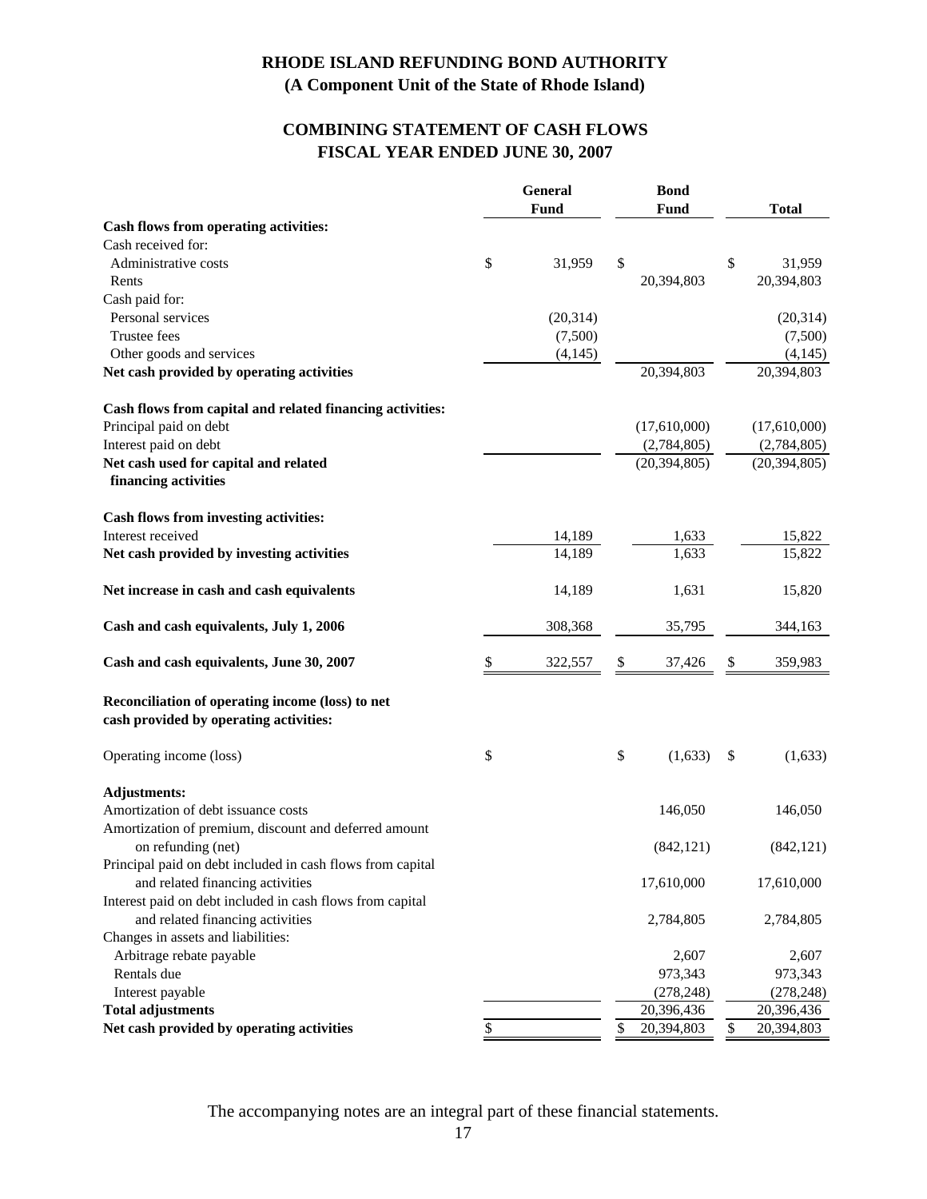# RHODE ISLAND REFUNDING BOND AUTHORITY
## (A Component Unit of the State of Rhode Island)

## COMBINING STATEMENT OF CASH FLOWS
## FISCAL YEAR ENDED JUNE 30, 2007

| | General Fund | Bond Fund | Total |
|---|---|---|---|
| **Cash flows from operating activities:** | | | |
| Cash received for: | | | |
| Administrative costs | $ 31,959 | $ | $ 31,959 |
| Rents | | 20,394,803 | 20,394,803 |
| Cash paid for: | | | |
| Personal services | (20,314) | | (20,314) |
| Trustee fees | (7,500) | | (7,500) |
| Other goods and services | (4,145) | | (4,145) |
| **Net cash provided by operating activities** | | 20,394,803 | 20,394,803 |
| | | | |
| **Cash flows from capital and related financing activities:** | | | |
| Principal paid on debt | | (17,610,000) | (17,610,000) |
| Interest paid on debt | | (2,784,805) | (2,784,805) |
| **Net cash used for capital and related financing activities** | | (20,394,805) | (20,394,805) |
| | | | |
| **Cash flows from investing activities:** | | | |
| Interest received | 14,189 | 1,633 | 15,822 |
| **Net cash provided by investing activities** | 14,189 | 1,633 | 15,822 |
| | | | |
| **Net increase in cash and cash equivalents** | 14,189 | 1,631 | 15,820 |
| | | | |
| **Cash and cash equivalents, July 1, 2006** | 308,368 | 35,795 | 344,163 |
| | | | |
| **Cash and cash equivalents, June 30, 2007** | $ 322,557 | $ 37,426 | $ 359,983 |
| | | | |
| **Reconciliation of operating income (loss) to net cash provided by operating activities:** | | | |
| | | | |
| Operating income (loss) | $ | $ (1,633) | $ (1,633) |
| | | | |
| **Adjustments:** | | | |
| Amortization of debt issuance costs | | 146,050 | 146,050 |
| Amortization of premium, discount and deferred amount on refunding (net) | | (842,121) | (842,121) |
| Principal paid on debt included in cash flows from capital and related financing activities | | 17,610,000 | 17,610,000 |
| Interest paid on debt included in cash flows from capital and related financing activities | | 2,784,805 | 2,784,805 |
| Changes in assets and liabilities: | | | |
| Arbitrage rebate payable | | 2,607 | 2,607 |
| Rentals due | | 973,343 | 973,343 |
| Interest payable | | (278,248) | (278,248) |
| **Total adjustments** | | 20,396,436 | 20,396,436 |
| **Net cash provided by operating activities** | $ | $ 20,394,803 | $ 20,394,803 |

The accompanying notes are an integral part of these financial statements.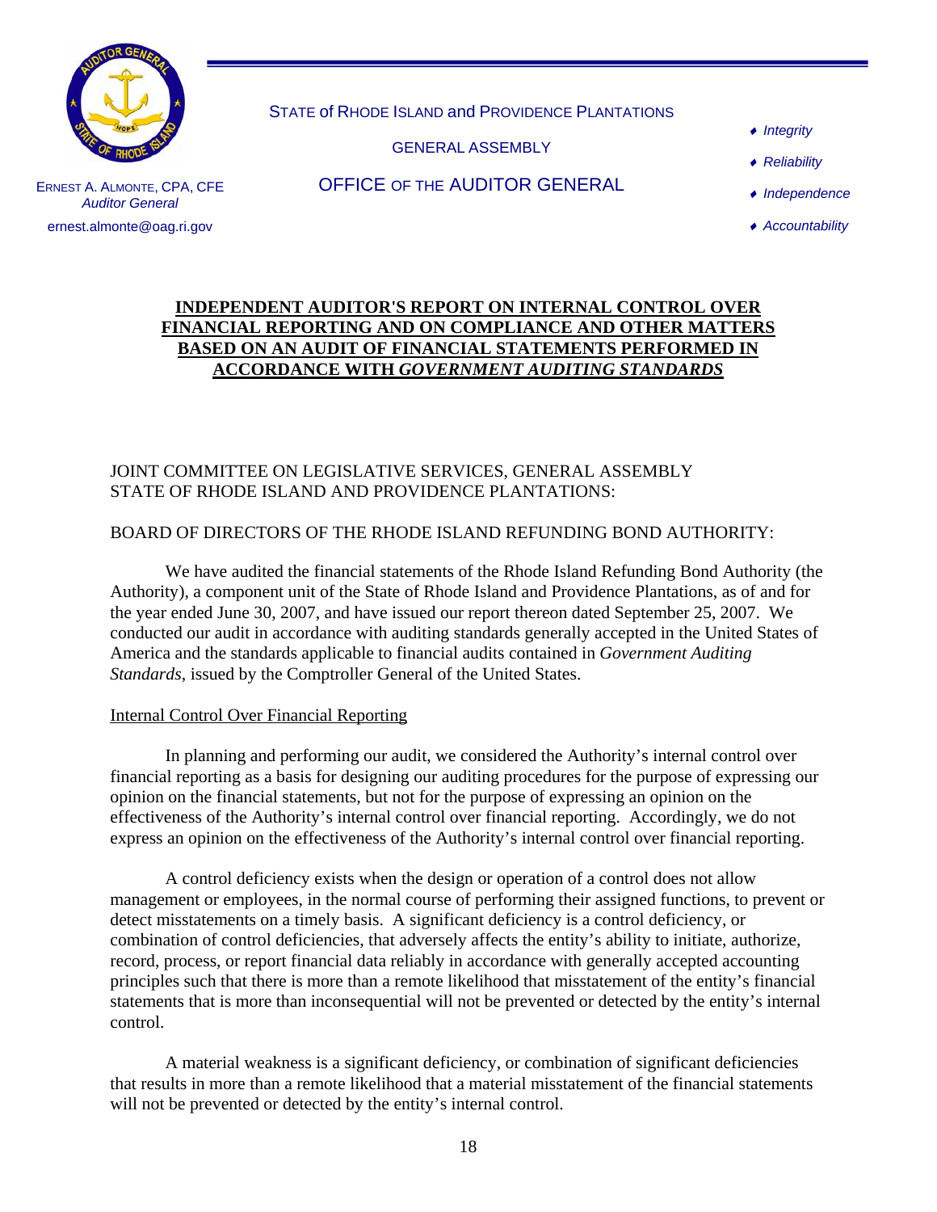STATE of RHODE ISLAND and PROVIDENCE PLANTATIONS

GENERAL ASSEMBLY

OFFICE OF THE AUDITOR GENERAL

ERNEST A. ALMONTE, CPA, CFE
*Auditor General*
ernest.almonte@oag.ri.gov

- *Integrity*
- *Reliability*
- *Independence*
- *Accountability*

# INDEPENDENT AUDITOR'S REPORT ON INTERNAL CONTROL OVER FINANCIAL REPORTING AND ON COMPLIANCE AND OTHER MATTERS BASED ON AN AUDIT OF FINANCIAL STATEMENTS PERFORMED IN ACCORDANCE WITH *GOVERNMENT AUDITING STANDARDS*

JOINT COMMITTEE ON LEGISLATIVE SERVICES, GENERAL ASSEMBLY
STATE OF RHODE ISLAND AND PROVIDENCE PLANTATIONS:

BOARD OF DIRECTORS OF THE RHODE ISLAND REFUNDING BOND AUTHORITY:

We have audited the financial statements of the Rhode Island Refunding Bond Authority (the Authority), a component unit of the State of Rhode Island and Providence Plantations, as of and for the year ended June 30, 2007, and have issued our report thereon dated September 25, 2007. We conducted our audit in accordance with auditing standards generally accepted in the United States of America and the standards applicable to financial audits contained in *Government Auditing Standards*, issued by the Comptroller General of the United States.

## Internal Control Over Financial Reporting

In planning and performing our audit, we considered the Authority's internal control over financial reporting as a basis for designing our auditing procedures for the purpose of expressing our opinion on the financial statements, but not for the purpose of expressing an opinion on the effectiveness of the Authority's internal control over financial reporting. Accordingly, we do not express an opinion on the effectiveness of the Authority's internal control over financial reporting.

A control deficiency exists when the design or operation of a control does not allow management or employees, in the normal course of performing their assigned functions, to prevent or detect misstatements on a timely basis. A significant deficiency is a control deficiency, or combination of control deficiencies, that adversely affects the entity's ability to initiate, authorize, record, process, or report financial data reliably in accordance with generally accepted accounting principles such that there is more than a remote likelihood that misstatement of the entity's financial statements that is more than inconsequential will not be prevented or detected by the entity's internal control.

A material weakness is a significant deficiency, or combination of significant deficiencies that results in more than a remote likelihood that a material misstatement of the financial statements will not be prevented or detected by the entity's internal control.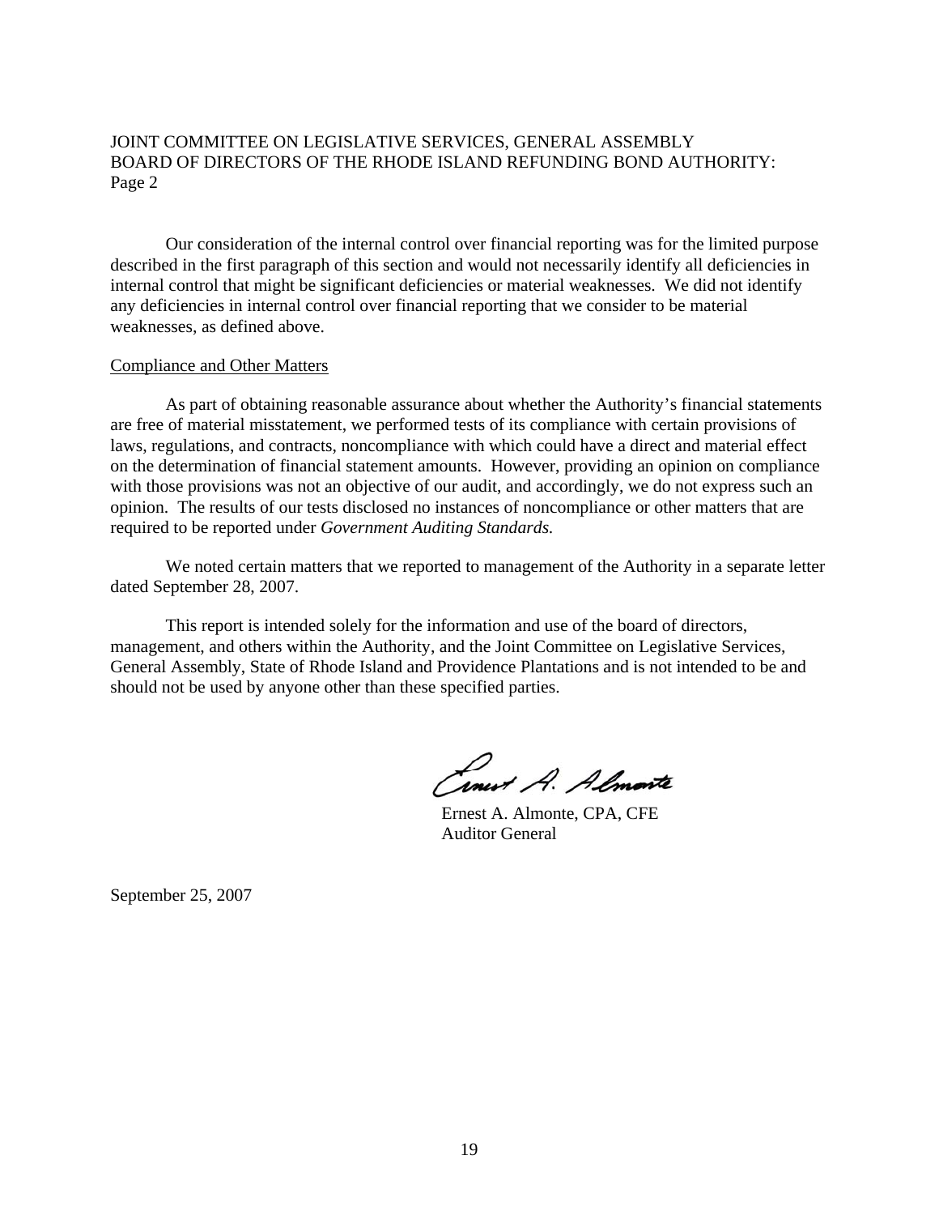JOINT COMMITTEE ON LEGISLATIVE SERVICES, GENERAL ASSEMBLY
BOARD OF DIRECTORS OF THE RHODE ISLAND REFUNDING BOND AUTHORITY:
Page 2

Our consideration of the internal control over financial reporting was for the limited purpose described in the first paragraph of this section and would not necessarily identify all deficiencies in internal control that might be significant deficiencies or material weaknesses. We did not identify any deficiencies in internal control over financial reporting that we consider to be material weaknesses, as defined above.

Compliance and Other Matters

As part of obtaining reasonable assurance about whether the Authority's financial statements are free of material misstatement, we performed tests of its compliance with certain provisions of laws, regulations, and contracts, noncompliance with which could have a direct and material effect on the determination of financial statement amounts. However, providing an opinion on compliance with those provisions was not an objective of our audit, and accordingly, we do not express such an opinion. The results of our tests disclosed no instances of noncompliance or other matters that are required to be reported under *Government Auditing Standards.*

We noted certain matters that we reported to management of the Authority in a separate letter dated September 28, 2007.

This report is intended solely for the information and use of the board of directors, management, and others within the Authority, and the Joint Committee on Legislative Services, General Assembly, State of Rhode Island and Providence Plantations and is not intended to be and should not be used by anyone other than these specified parties.

Ernest A. Almonte, CPA, CFE
Auditor General

September 25, 2007